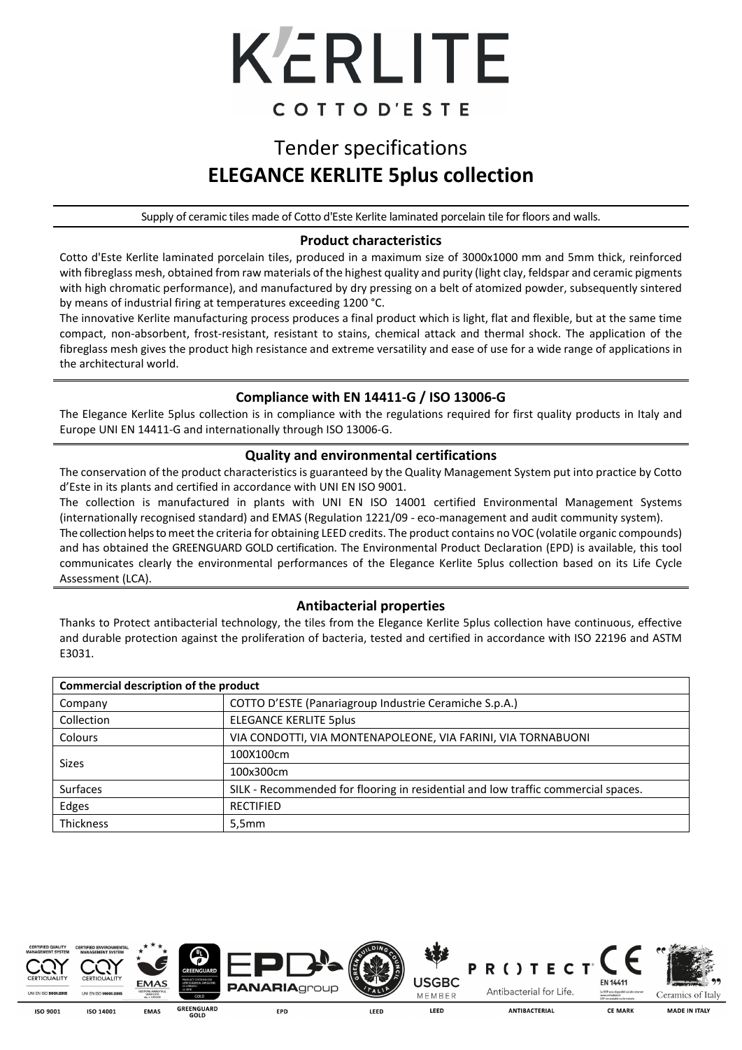# K'ERLITE

COTTO D'ESTE

## Tender specifications
## ELEGANCE KERLITE 5plus collection

Supply of ceramic tiles made of Cotto d'Este Kerlite laminated porcelain tile for floors and walls.

### Product characteristics

Cotto d'Este Kerlite laminated porcelain tiles, produced in a maximum size of 3000x1000 mm and 5mm thick, reinforced with fibreglass mesh, obtained from raw materials of the highest quality and purity (light clay, feldspar and ceramic pigments with high chromatic performance), and manufactured by dry pressing on a belt of atomized powder, subsequently sintered by means of industrial firing at temperatures exceeding 1200 °C.

The innovative Kerlite manufacturing process produces a final product which is light, flat and flexible, but at the same time compact, non-absorbent, frost-resistant, resistant to stains, chemical attack and thermal shock. The application of the fibreglass mesh gives the product high resistance and extreme versatility and ease of use for a wide range of applications in the architectural world.

### Compliance with EN 14411-G / ISO 13006-G

The Elegance Kerlite 5plus collection is in compliance with the regulations required for first quality products in Italy and Europe UNI EN 14411-G and internationally through ISO 13006-G.

### Quality and environmental certifications

The conservation of the product characteristics is guaranteed by the Quality Management System put into practice by Cotto d'Este in its plants and certified in accordance with UNI EN ISO 9001.

The collection is manufactured in plants with UNI EN ISO 14001 certified Environmental Management Systems (internationally recognised standard) and EMAS (Regulation 1221/09 - eco-management and audit community system).

The collection helps to meet the criteria for obtaining LEED credits. The product contains no VOC (volatile organic compounds) and has obtained the GREENGUARD GOLD certification. The Environmental Product Declaration (EPD) is available, this tool communicates clearly the environmental performances of the Elegance Kerlite 5plus collection based on its Life Cycle Assessment (LCA).

### Antibacterial properties

Thanks to Protect antibacterial technology, the tiles from the Elegance Kerlite 5plus collection have continuous, effective and durable protection against the proliferation of bacteria, tested and certified in accordance with ISO 22196 and ASTM E3031.

| Commercial description of the product | |
|---|---|
| Company | COTTO D'ESTE (Panariagroup Industrie Ceramiche S.p.A.) |
| Collection | ELEGANCE KERLITE 5plus |
| Colours | VIA CONDOTTI, VIA MONTENAPOLEONE, VIA FARINI, VIA TORNABUONI |
| Sizes | 100X100cm |
| | 100x300cm |
| Surfaces | SILK - Recommended for flooring in residential and low traffic commercial spaces. |
| Edges | RECTIFIED |
| Thickness | 5,5mm |

ISO 9001 | ISO 14001 | EMAS | GREENGUARD GOLD | EPD | LEED | LEED | ANTIBACTERIAL | CE MARK | MADE IN ITALY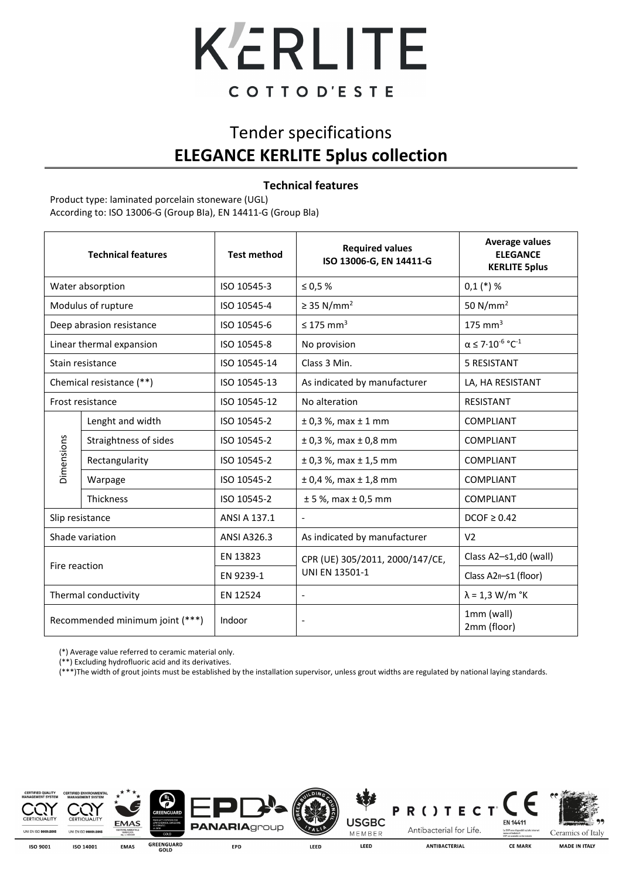# K'ERLITE

COTTO D'ESTE

# Tender specifications

## ELEGANCE KERLITE 5plus collection

### Technical features

Product type: laminated porcelain stoneware (UGL)
According to: ISO 13006-G (Group BIa), EN 14411-G (Group Bla)

| Technical features | | Test method | Required values ISO 13006-G, EN 14411-G | Average values ELEGANCE KERLITE 5plus |
|---|---|---|---|---|
| Water absorption | | ISO 10545-3 | ≤ 0,5 % | 0,1 (*) % |
| Modulus of rupture | | ISO 10545-4 | ≥ 35 N/mm$^2$ | 50 N/mm$^2$ |
| Deep abrasion resistance | | ISO 10545-6 | ≤ 175 mm$^3$ | 175 mm$^3$ |
| Linear thermal expansion | | ISO 10545-8 | No provision | $\alpha \leq 7{\cdot}10^{-6}$ °C$^{-1}$ |
| Stain resistance | | ISO 10545-14 | Class 3 Min. | 5 RESISTANT |
| Chemical resistance (**) | | ISO 10545-13 | As indicated by manufacturer | LA, HA RESISTANT |
| Frost resistance | | ISO 10545-12 | No alteration | RESISTANT |
| Dimensions | Lenght and width | ISO 10545-2 | ± 0,3 %, max ± 1 mm | COMPLIANT |
| | Straightness of sides | ISO 10545-2 | ± 0,3 %, max ± 0,8 mm | COMPLIANT |
| | Rectangularity | ISO 10545-2 | ± 0,3 %, max ± 1,5 mm | COMPLIANT |
| | Warpage | ISO 10545-2 | ± 0,4 %, max ± 1,8 mm | COMPLIANT |
| | Thickness | ISO 10545-2 | ± 5 %, max ± 0,5 mm | COMPLIANT |
| Slip resistance | | ANSI A 137.1 | - | DCOF ≥ 0.42 |
| Shade variation | | ANSI A326.3 | As indicated by manufacturer | V2 |
| Fire reaction | | EN 13823 | CPR (UE) 305/2011, 2000/147/CE, UNI EN 13501-1 | Class A2–s1,d0 (wall) |
| | | EN 9239-1 | | Class A2fl–s1 (floor) |
| Thermal conductivity | | EN 12524 | - | λ = 1,3 W/m °K |
| Recommended minimum joint (***) | | Indoor | - | 1mm (wall) 2mm (floor) |

(*) Average value referred to ceramic material only.
(**) Excluding hydrofluoric acid and its derivatives.
(***)The width of grout joints must be established by the installation supervisor, unless grout widths are regulated by national laying standards.

ISO 9001 | ISO 14001 | EMAS | GREENGUARD GOLD | EPD | LEED | LEED | ANTIBACTERIAL | CE MARK | MADE IN ITALY